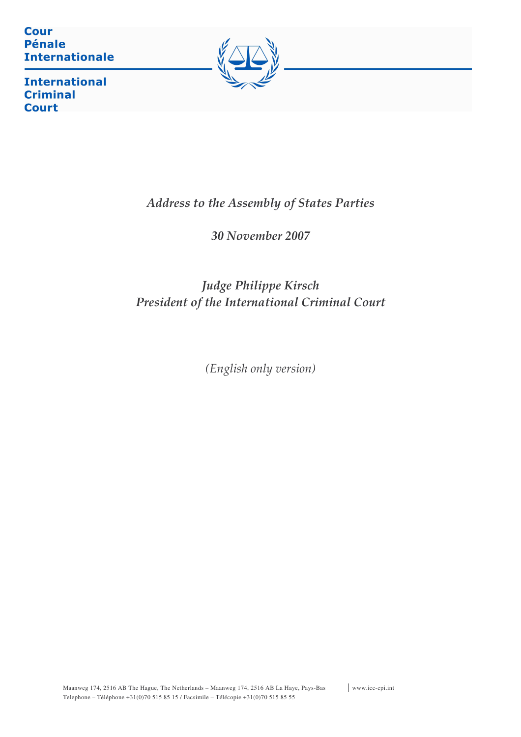**Cour Pénale Internationale**

**International Criminal Court**

*Address to the Assembly of States Parties*

*30 November 2007*

*Judge Philippe Kirsch*
*President of the International Criminal Court*

*(English only version)*

Maanweg 174, 2516 AB The Hague, The Netherlands – Maanweg 174, 2516 AB La Haye, Pays-Bas | www.icc-cpi.int
Telephone – Téléphone +31(0)70 515 85 15 / Facsimile – Télécopie +31(0)70 515 85 55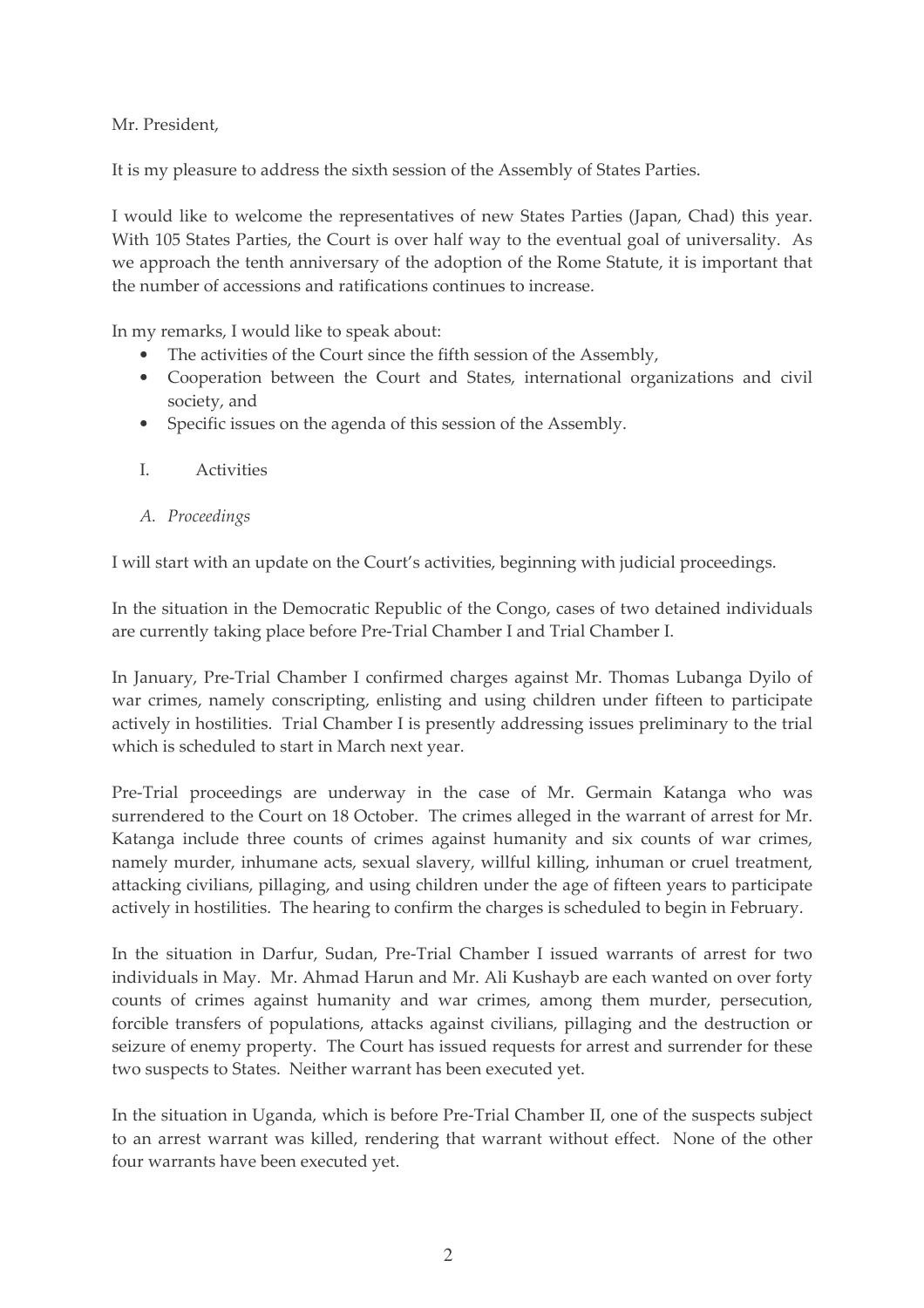Mr. President,

It is my pleasure to address the sixth session of the Assembly of States Parties.

I would like to welcome the representatives of new States Parties (Japan, Chad) this year. With 105 States Parties, the Court is over half way to the eventual goal of universality. As we approach the tenth anniversary of the adoption of the Rome Statute, it is important that the number of accessions and ratifications continues to increase.

In my remarks, I would like to speak about:

- The activities of the Court since the fifth session of the Assembly,
- Cooperation between the Court and States, international organizations and civil society, and
- Specific issues on the agenda of this session of the Assembly.

## I. Activities

### *A. Proceedings*

I will start with an update on the Court's activities, beginning with judicial proceedings.

In the situation in the Democratic Republic of the Congo, cases of two detained individuals are currently taking place before Pre-Trial Chamber I and Trial Chamber I.

In January, Pre-Trial Chamber I confirmed charges against Mr. Thomas Lubanga Dyilo of war crimes, namely conscripting, enlisting and using children under fifteen to participate actively in hostilities. Trial Chamber I is presently addressing issues preliminary to the trial which is scheduled to start in March next year.

Pre-Trial proceedings are underway in the case of Mr. Germain Katanga who was surrendered to the Court on 18 October. The crimes alleged in the warrant of arrest for Mr. Katanga include three counts of crimes against humanity and six counts of war crimes, namely murder, inhumane acts, sexual slavery, willful killing, inhuman or cruel treatment, attacking civilians, pillaging, and using children under the age of fifteen years to participate actively in hostilities. The hearing to confirm the charges is scheduled to begin in February.

In the situation in Darfur, Sudan, Pre-Trial Chamber I issued warrants of arrest for two individuals in May. Mr. Ahmad Harun and Mr. Ali Kushayb are each wanted on over forty counts of crimes against humanity and war crimes, among them murder, persecution, forcible transfers of populations, attacks against civilians, pillaging and the destruction or seizure of enemy property. The Court has issued requests for arrest and surrender for these two suspects to States. Neither warrant has been executed yet.

In the situation in Uganda, which is before Pre-Trial Chamber II, one of the suspects subject to an arrest warrant was killed, rendering that warrant without effect. None of the other four warrants have been executed yet.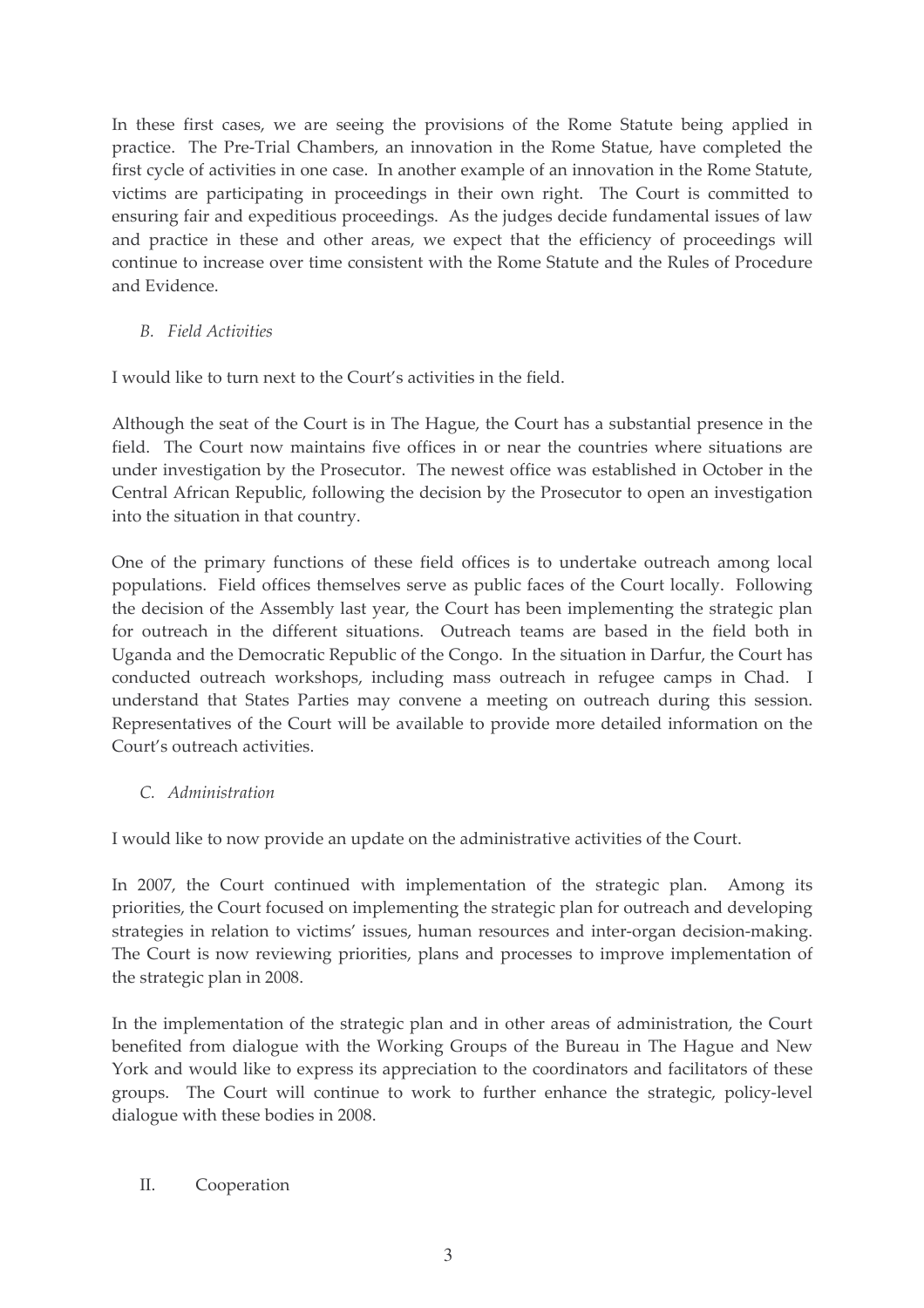In these first cases, we are seeing the provisions of the Rome Statute being applied in practice. The Pre-Trial Chambers, an innovation in the Rome Statue, have completed the first cycle of activities in one case. In another example of an innovation in the Rome Statute, victims are participating in proceedings in their own right. The Court is committed to ensuring fair and expeditious proceedings. As the judges decide fundamental issues of law and practice in these and other areas, we expect that the efficiency of proceedings will continue to increase over time consistent with the Rome Statute and the Rules of Procedure and Evidence.

### *B. Field Activities*

I would like to turn next to the Court's activities in the field.

Although the seat of the Court is in The Hague, the Court has a substantial presence in the field. The Court now maintains five offices in or near the countries where situations are under investigation by the Prosecutor. The newest office was established in October in the Central African Republic, following the decision by the Prosecutor to open an investigation into the situation in that country.

One of the primary functions of these field offices is to undertake outreach among local populations. Field offices themselves serve as public faces of the Court locally. Following the decision of the Assembly last year, the Court has been implementing the strategic plan for outreach in the different situations. Outreach teams are based in the field both in Uganda and the Democratic Republic of the Congo. In the situation in Darfur, the Court has conducted outreach workshops, including mass outreach in refugee camps in Chad. I understand that States Parties may convene a meeting on outreach during this session. Representatives of the Court will be available to provide more detailed information on the Court's outreach activities.

### *C. Administration*

I would like to now provide an update on the administrative activities of the Court.

In 2007, the Court continued with implementation of the strategic plan. Among its priorities, the Court focused on implementing the strategic plan for outreach and developing strategies in relation to victims' issues, human resources and inter-organ decision-making. The Court is now reviewing priorities, plans and processes to improve implementation of the strategic plan in 2008.

In the implementation of the strategic plan and in other areas of administration, the Court benefited from dialogue with the Working Groups of the Bureau in The Hague and New York and would like to express its appreciation to the coordinators and facilitators of these groups. The Court will continue to work to further enhance the strategic, policy-level dialogue with these bodies in 2008.

## II. Cooperation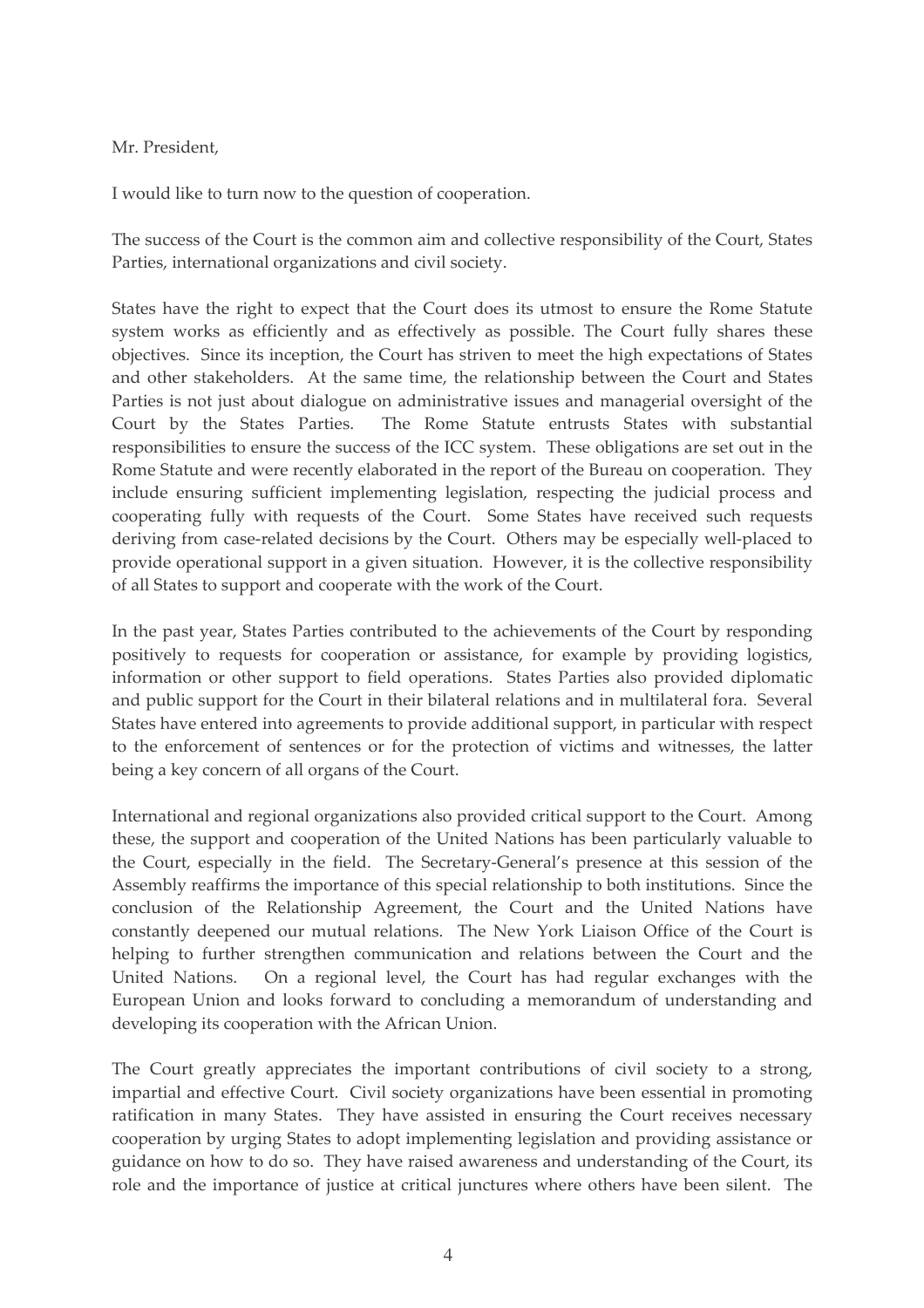Mr. President,

I would like to turn now to the question of cooperation.

The success of the Court is the common aim and collective responsibility of the Court, States Parties, international organizations and civil society.

States have the right to expect that the Court does its utmost to ensure the Rome Statute system works as efficiently and as effectively as possible. The Court fully shares these objectives. Since its inception, the Court has striven to meet the high expectations of States and other stakeholders. At the same time, the relationship between the Court and States Parties is not just about dialogue on administrative issues and managerial oversight of the Court by the States Parties. The Rome Statute entrusts States with substantial responsibilities to ensure the success of the ICC system. These obligations are set out in the Rome Statute and were recently elaborated in the report of the Bureau on cooperation. They include ensuring sufficient implementing legislation, respecting the judicial process and cooperating fully with requests of the Court. Some States have received such requests deriving from case-related decisions by the Court. Others may be especially well-placed to provide operational support in a given situation. However, it is the collective responsibility of all States to support and cooperate with the work of the Court.

In the past year, States Parties contributed to the achievements of the Court by responding positively to requests for cooperation or assistance, for example by providing logistics, information or other support to field operations. States Parties also provided diplomatic and public support for the Court in their bilateral relations and in multilateral fora. Several States have entered into agreements to provide additional support, in particular with respect to the enforcement of sentences or for the protection of victims and witnesses, the latter being a key concern of all organs of the Court.

International and regional organizations also provided critical support to the Court. Among these, the support and cooperation of the United Nations has been particularly valuable to the Court, especially in the field. The Secretary-General's presence at this session of the Assembly reaffirms the importance of this special relationship to both institutions. Since the conclusion of the Relationship Agreement, the Court and the United Nations have constantly deepened our mutual relations. The New York Liaison Office of the Court is helping to further strengthen communication and relations between the Court and the United Nations. On a regional level, the Court has had regular exchanges with the European Union and looks forward to concluding a memorandum of understanding and developing its cooperation with the African Union.

The Court greatly appreciates the important contributions of civil society to a strong, impartial and effective Court. Civil society organizations have been essential in promoting ratification in many States. They have assisted in ensuring the Court receives necessary cooperation by urging States to adopt implementing legislation and providing assistance or guidance on how to do so. They have raised awareness and understanding of the Court, its role and the importance of justice at critical junctures where others have been silent. The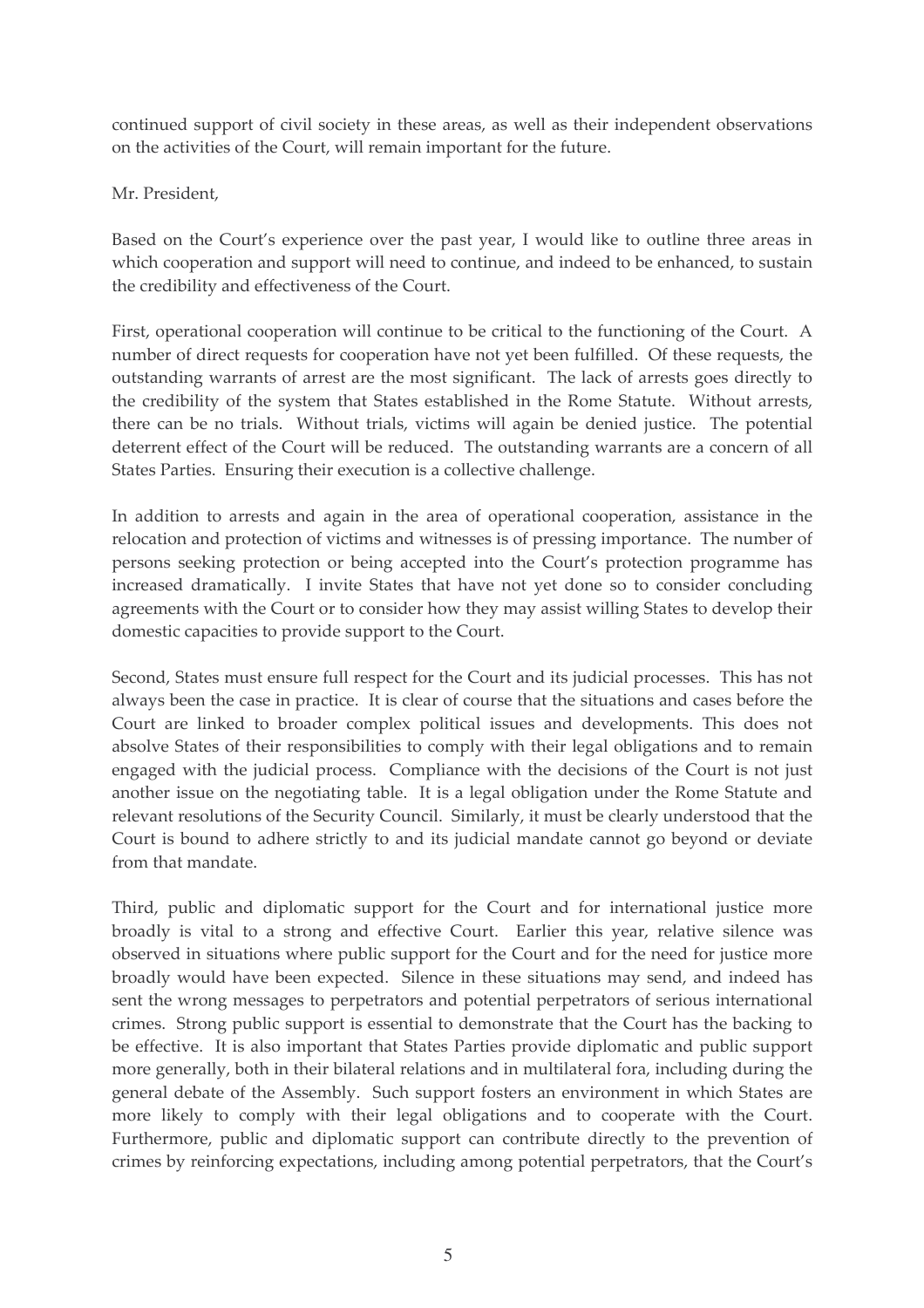continued support of civil society in these areas, as well as their independent observations on the activities of the Court, will remain important for the future.

Mr. President,

Based on the Court's experience over the past year, I would like to outline three areas in which cooperation and support will need to continue, and indeed to be enhanced, to sustain the credibility and effectiveness of the Court.

First, operational cooperation will continue to be critical to the functioning of the Court. A number of direct requests for cooperation have not yet been fulfilled. Of these requests, the outstanding warrants of arrest are the most significant. The lack of arrests goes directly to the credibility of the system that States established in the Rome Statute. Without arrests, there can be no trials. Without trials, victims will again be denied justice. The potential deterrent effect of the Court will be reduced. The outstanding warrants are a concern of all States Parties. Ensuring their execution is a collective challenge.

In addition to arrests and again in the area of operational cooperation, assistance in the relocation and protection of victims and witnesses is of pressing importance. The number of persons seeking protection or being accepted into the Court's protection programme has increased dramatically. I invite States that have not yet done so to consider concluding agreements with the Court or to consider how they may assist willing States to develop their domestic capacities to provide support to the Court.

Second, States must ensure full respect for the Court and its judicial processes. This has not always been the case in practice. It is clear of course that the situations and cases before the Court are linked to broader complex political issues and developments. This does not absolve States of their responsibilities to comply with their legal obligations and to remain engaged with the judicial process. Compliance with the decisions of the Court is not just another issue on the negotiating table. It is a legal obligation under the Rome Statute and relevant resolutions of the Security Council. Similarly, it must be clearly understood that the Court is bound to adhere strictly to and its judicial mandate cannot go beyond or deviate from that mandate.

Third, public and diplomatic support for the Court and for international justice more broadly is vital to a strong and effective Court. Earlier this year, relative silence was observed in situations where public support for the Court and for the need for justice more broadly would have been expected. Silence in these situations may send, and indeed has sent the wrong messages to perpetrators and potential perpetrators of serious international crimes. Strong public support is essential to demonstrate that the Court has the backing to be effective. It is also important that States Parties provide diplomatic and public support more generally, both in their bilateral relations and in multilateral fora, including during the general debate of the Assembly. Such support fosters an environment in which States are more likely to comply with their legal obligations and to cooperate with the Court. Furthermore, public and diplomatic support can contribute directly to the prevention of crimes by reinforcing expectations, including among potential perpetrators, that the Court's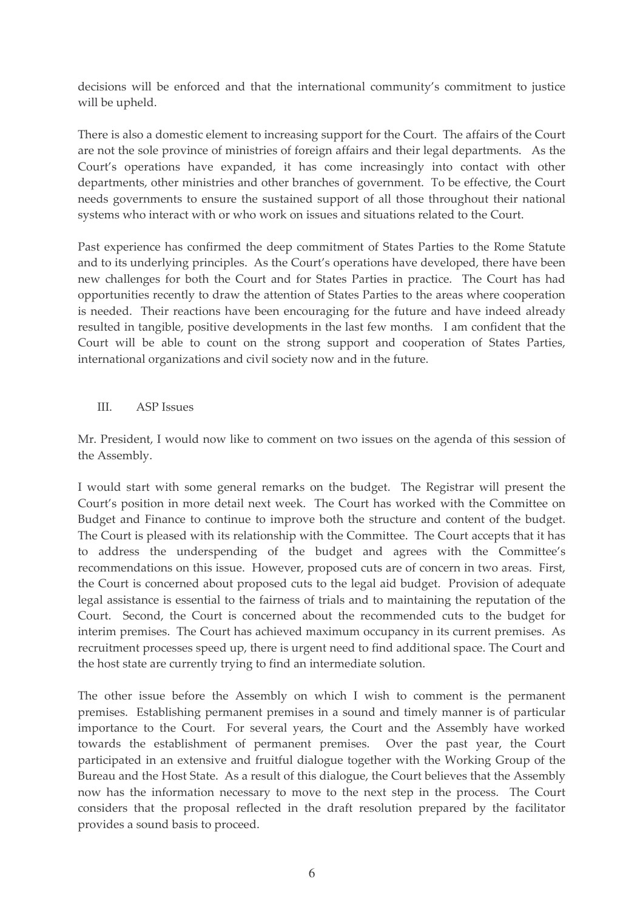decisions will be enforced and that the international community's commitment to justice will be upheld.

There is also a domestic element to increasing support for the Court. The affairs of the Court are not the sole province of ministries of foreign affairs and their legal departments. As the Court's operations have expanded, it has come increasingly into contact with other departments, other ministries and other branches of government. To be effective, the Court needs governments to ensure the sustained support of all those throughout their national systems who interact with or who work on issues and situations related to the Court.

Past experience has confirmed the deep commitment of States Parties to the Rome Statute and to its underlying principles. As the Court's operations have developed, there have been new challenges for both the Court and for States Parties in practice. The Court has had opportunities recently to draw the attention of States Parties to the areas where cooperation is needed. Their reactions have been encouraging for the future and have indeed already resulted in tangible, positive developments in the last few months. I am confident that the Court will be able to count on the strong support and cooperation of States Parties, international organizations and civil society now and in the future.

## III. ASP Issues

Mr. President, I would now like to comment on two issues on the agenda of this session of the Assembly.

I would start with some general remarks on the budget. The Registrar will present the Court's position in more detail next week. The Court has worked with the Committee on Budget and Finance to continue to improve both the structure and content of the budget. The Court is pleased with its relationship with the Committee. The Court accepts that it has to address the underspending of the budget and agrees with the Committee's recommendations on this issue. However, proposed cuts are of concern in two areas. First, the Court is concerned about proposed cuts to the legal aid budget. Provision of adequate legal assistance is essential to the fairness of trials and to maintaining the reputation of the Court. Second, the Court is concerned about the recommended cuts to the budget for interim premises. The Court has achieved maximum occupancy in its current premises. As recruitment processes speed up, there is urgent need to find additional space. The Court and the host state are currently trying to find an intermediate solution.

The other issue before the Assembly on which I wish to comment is the permanent premises. Establishing permanent premises in a sound and timely manner is of particular importance to the Court. For several years, the Court and the Assembly have worked towards the establishment of permanent premises. Over the past year, the Court participated in an extensive and fruitful dialogue together with the Working Group of the Bureau and the Host State. As a result of this dialogue, the Court believes that the Assembly now has the information necessary to move to the next step in the process. The Court considers that the proposal reflected in the draft resolution prepared by the facilitator provides a sound basis to proceed.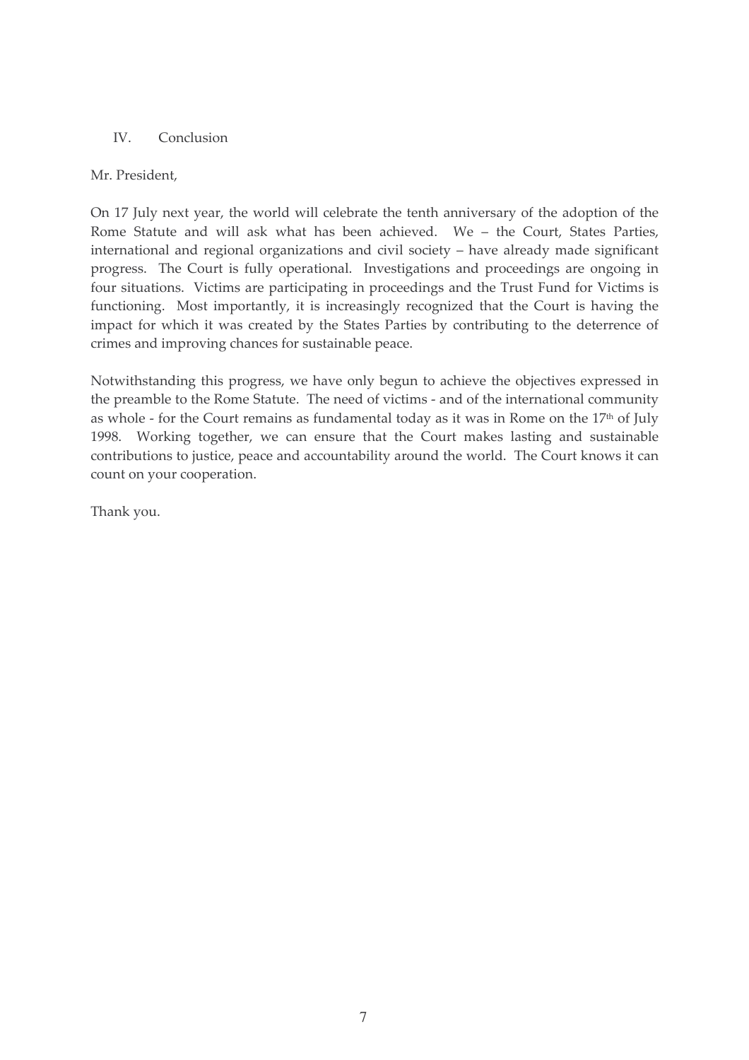## IV. Conclusion

Mr. President,

On 17 July next year, the world will celebrate the tenth anniversary of the adoption of the Rome Statute and will ask what has been achieved. We – the Court, States Parties, international and regional organizations and civil society – have already made significant progress. The Court is fully operational. Investigations and proceedings are ongoing in four situations. Victims are participating in proceedings and the Trust Fund for Victims is functioning. Most importantly, it is increasingly recognized that the Court is having the impact for which it was created by the States Parties by contributing to the deterrence of crimes and improving chances for sustainable peace.

Notwithstanding this progress, we have only begun to achieve the objectives expressed in the preamble to the Rome Statute. The need of victims - and of the international community as whole - for the Court remains as fundamental today as it was in Rome on the 17th of July 1998. Working together, we can ensure that the Court makes lasting and sustainable contributions to justice, peace and accountability around the world. The Court knows it can count on your cooperation.

Thank you.